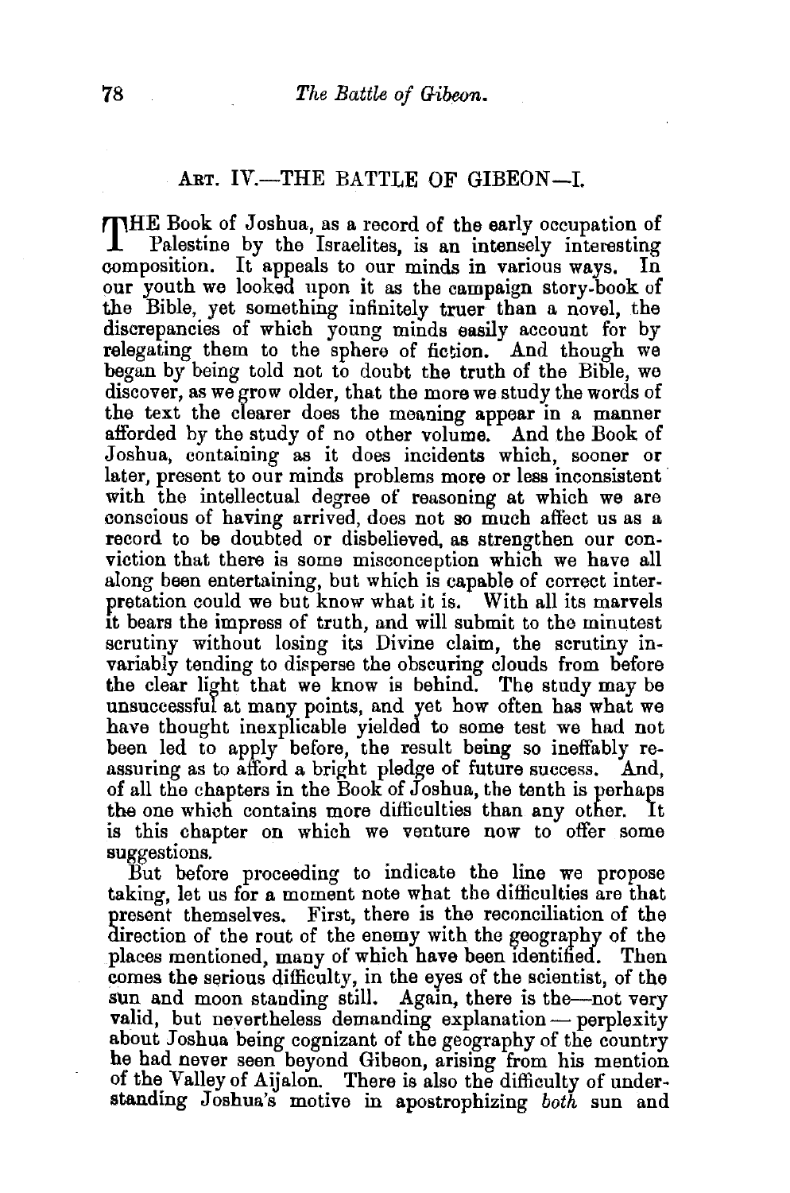## ART. IV.—THE BATTLE OF GIBEON—I.

THE Book of Joshua, as a record of the early occupation of Palestine by the Israelites, is an intensely interesting composition. It appeals to our minds in various ways. In our youth we looked upon it as the campaign story-book of the Bible, yet something infinitely truer than a novel, the discrepancies of which young minds easily account for by relegating them to the sphere of fiction. And though we began by being told not to doubt the truth of the Bible, we discover, as we grow older, that the more we study the words of the text the clearer does the meaning appear in a manner afforded by the study of no other volume. And the Book of Joshua, containing as it does incidents which, sooner or later, present to our minds problems more or less inconsistent with the intellectual degree of reasoning at which we are conscious of having arrived, does not so much affect us as a record to be doubted or disbelieved, as strengthen our conviction that there is some misconception which we have all along been entertaining, but which is capable of correct interpretation could we but know what it is. With all its marvels it bears the impress of truth, and will submit to the minutest scrutiny without losing its Divine claim, the scrutiny invariably tending to disperse the obscuring clouds from before the clear light that we know is behind. The study may be unsuccessful at many points, and yet how often has what we have thought inexplicable yielded to some test we had not been led to apply before, the result being so ineffably reassuring as to afford a bright pledge of future success. And, of all the chapters in the Book of Joshua, the tenth is perhaps the one which contains more difficulties than any other. It is this chapter on which we venture now to offer some suggestions.

But before proceeding to indicate the line we propose taking, let us for a moment note what the difficulties are that present themselves. First, there is the reconciliation of the direction of the rout of the enemy with the geography of the places mentioned, many of which have been identified. Then comes the serious difficulty, in the eyes of the scientist, of the sun and moon standing still. Again, there is the—not very valid, but nevertheless demanding explanation — perplexity about Joshua being cognizant of the geography of the country he had never seen beyond Gibeon, arising from his mention of the Valley of Aijalon. There is also the difficulty of understanding Joshua's motive in apostrophizing *both* sun and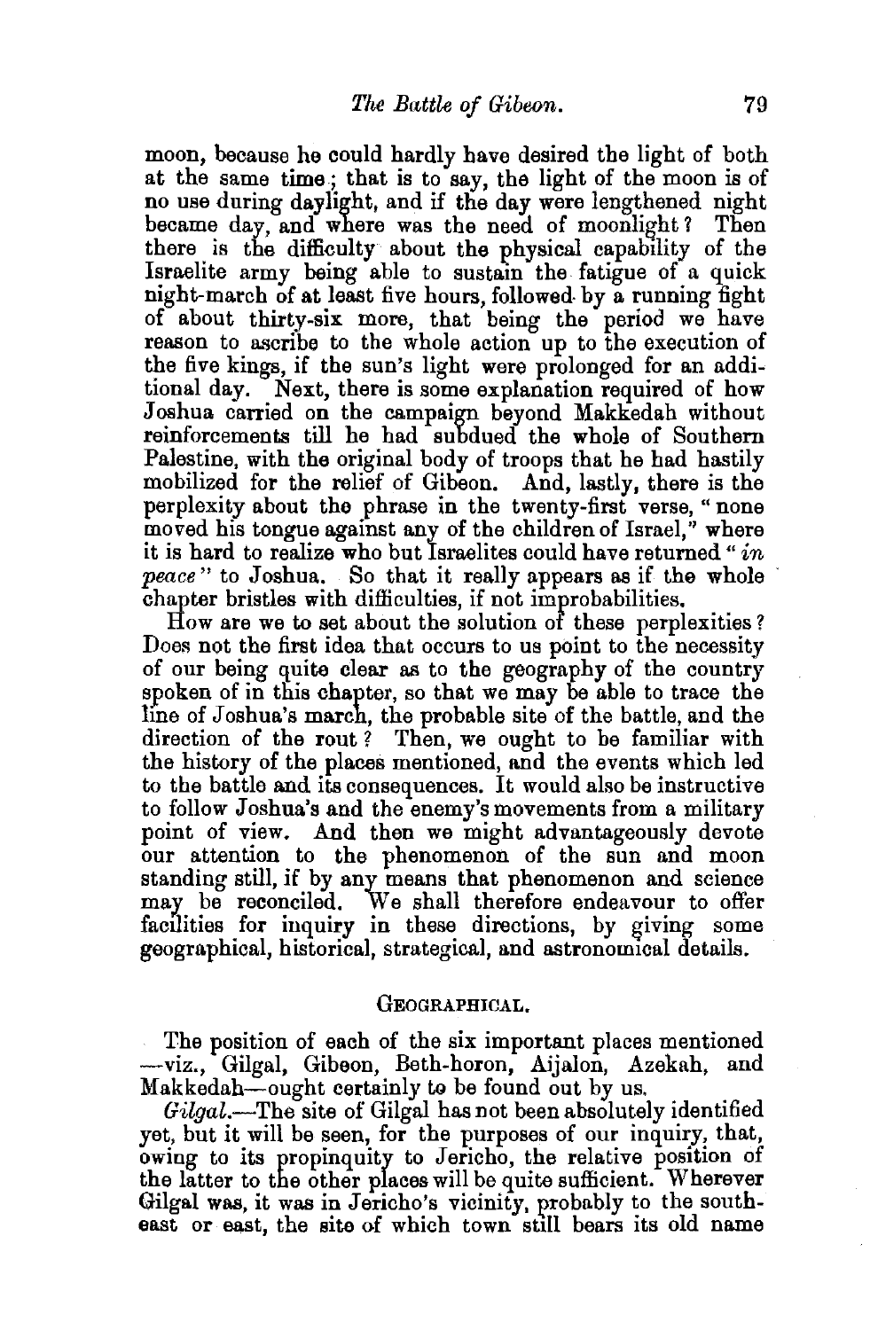moon, because he could hardly have desired the light of both at the same time; that is to say, the light of the moon is of no use during daylight, and if the day were lengthened night became day, and where was the need of moonlight? Then there is the difficulty about the physical capability of the Israelite army being able to sustain the fatigue of a quick night-march of at least five hours, followed by a running fight of about thirty-six more, that being the period we have reason to ascribe to the whole action up to the execution of the five kings, if the sun's light were prolonged for an additional day. Next, there is some explanation required of how Joshua carried on the campaign beyond Makkedah without reinforcements till he had subdued the whole of Southern Palestine, with the original body of troops that he had hastily mobilized for the relief of Gibeon. And, lastly, there is the perplexity about the phrase in the twenty-first verse, "none moved his tongue against any of the children of Israel," where it is hard to realize who but Israelites could have returned "*in peace*" to Joshua. So that it really appears as if the whole chapter bristles with difficulties, if not improbabilities.

How are we to set about the solution of these perplexities? Does not the first idea that occurs to us point to the necessity of our being quite clear as to the geography of the country spoken of in this chapter, so that we may be able to trace the line of Joshua's march, the probable site of the battle, and the direction of the rout? Then, we ought to be familiar with the history of the places mentioned, and the events which led to the battle and its consequences. It would also be instructive to follow Joshua's and the enemy's movements from a military point of view. And then we might advantageously devote our attention to the phenomenon of the sun and moon standing still, if by any means that phenomenon and science may be reconciled. We shall therefore endeavour to offer facilities for inquiry in these directions, by giving some geographical, historical, strategical, and astronomical details.

## Geographical.

The position of each of the six important places mentioned—viz., Gilgal, Gibeon, Beth-horon, Aijalon, Azekah, and Makkedah—ought certainly to be found out by us.

*Gilgal.*—The site of Gilgal has not been absolutely identified yet, but it will be seen, for the purposes of our inquiry, that, owing to its propinquity to Jericho, the relative position of the latter to the other places will be quite sufficient. Wherever Gilgal was, it was in Jericho's vicinity, probably to the south-east or east, the site of which town still bears its old name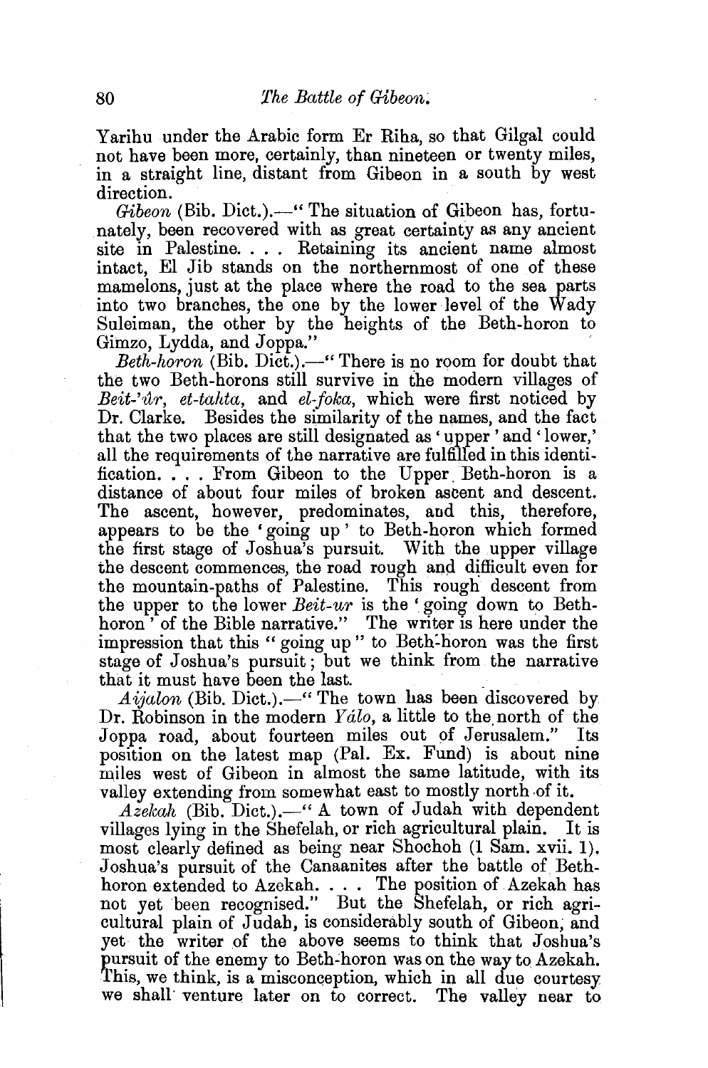Yarihu under the Arabic form Er Riha, so that Gilgal could not have been more, certainly, than nineteen or twenty miles, in a straight line, distant from Gibeon in a south by west direction.

*Gibeon* (Bib. Dict.).—" The situation of Gibeon has, fortunately, been recovered with as great certainty as any ancient site in Palestine. . . . Retaining its ancient name almost intact, El Jib stands on the northernmost of one of these mamelons, just at the place where the road to the sea parts into two branches, the one by the lower level of the Wady Suleiman, the other by the heights of the Beth-horon to Gimzo, Lydda, and Joppa."

*Beth-horon* (Bib. Dict.).—" There is no room for doubt that the two Beth-horons still survive in the modern villages of *Beit-'ûr, et-tahta,* and *el-foka,* which were first noticed by Dr. Clarke. Besides the similarity of the names, and the fact that the two places are still designated as ' upper ' and ' lower,' all the requirements of the narrative are fulfilled in this identification. . . . From Gibeon to the Upper Beth-horon is a distance of about four miles of broken ascent and descent. The ascent, however, predominates, and this, therefore, appears to be the ' going up ' to Beth-horon which formed the first stage of Joshua's pursuit. With the upper village the descent commences, the road rough and difficult even for the mountain-paths of Palestine. This rough descent from the upper to the lower *Beit-ur* is the ' going down to Beth-horon ' of the Bible narrative." The writer is here under the impression that this " going up " to Beth-horon was the first stage of Joshua's pursuit; but we think from the narrative that it must have been the last.

*Aijalon* (Bib. Dict.).—" The town has been discovered by Dr. Robinson in the modern *Yálo,* a little to the north of the Joppa road, about fourteen miles out of Jerusalem." Its position on the latest map (Pal. Ex. Fund) is about nine miles west of Gibeon in almost the same latitude, with its valley extending from somewhat east to mostly north of it.

*Azekah* (Bib. Dict.).—" A town of Judah with dependent villages lying in the Shefelah, or rich agricultural plain. It is most clearly defined as being near Shochoh (1 Sam. xvii. 1). Joshua's pursuit of the Canaanites after the battle of Beth-horon extended to Azekah. . . . The position of Azekah has not yet been recognised." But the Shefelah, or rich agricultural plain of Judah, is considerably south of Gibeon, and yet the writer of the above seems to think that Joshua's pursuit of the enemy to Beth-horon was on the way to Azekah. This, we think, is a misconception, which in all due courtesy we shall venture later on to correct. The valley near to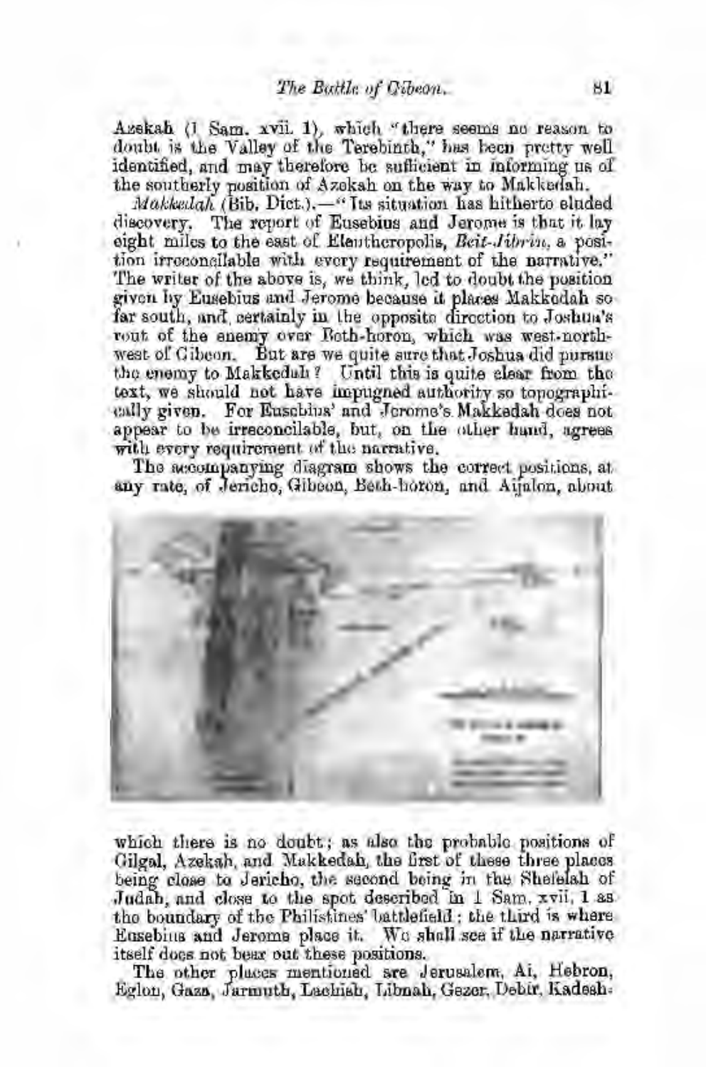Azekah (1 Sam. xvii. 1), which "there seems no reason to doubt is the Valley of the Terebinth," has been pretty well identified, and may therefore be sufficient in informing us of the southerly position of Azekah on the way to Makkedah.

*Makkedah* (Bib. Dict.).—"Its situation has hitherto eluded discovery. The report of Eusebius and Jerome is that it lay eight miles to the east of Eleutheropolis, *Beit-Jibrin*, a position irreconcilable with every requirement of the narrative." The writer of the above is, we think, led to doubt the position given by Eusebius and Jerome because it places Makkedah so far south, and certainly in the opposite direction to Joshua's rout of the enemy over Beth-horon, which was west-north-west of Gibeon. But are we quite sure that Joshua did pursue the enemy to Makkedah? Until this is quite clear from the text, we should not have impugned authority so topographically given. For Eusebius' and Jerome's Makkedah does not appear to be irreconcilable, but, on the other hand, agrees with every requirement of the narrative.

The accompanying diagram shows the correct positions, at any rate, of Jericho, Gibeon, Beth-horon, and Aijalon, about which there is no doubt; as also the probable positions of Gilgal, Azekah, and Makkedah, the first of these three places being close to Jericho, the second being in the Shefelah of Judah, and close to the spot described in 1 Sam. xvii. 1 as the boundary of the Philistines' battlefield; the third is where Eusebius and Jerome place it. We shall see if the narrative itself does not bear out these positions.

The other places mentioned are Jerusalem, Ai, Hebron, Eglon, Gaza, Jarmuth, Lachish, Libnah, Gezer, Debir, Kadesh-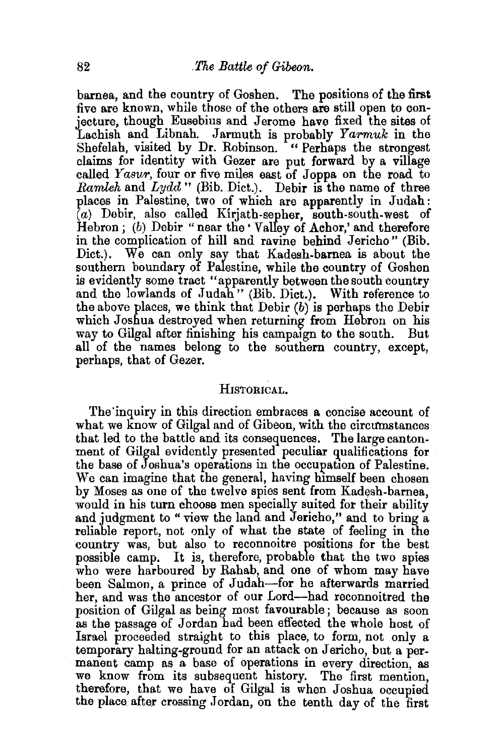barnea, and the country of Goshen. The positions of the first five are known, while those of the others are still open to conjecture, though Eusebius and Jerome have fixed the sites of Lachish and Libnah. Jarmuth is probably *Yarmuk* in the Shefelah, visited by Dr. Robinson. "Perhaps the strongest claims for identity with Gezer are put forward by a village called *Yasur*, four or five miles east of Joppa on the road to *Ramleh* and *Lydd*" (Bib. Dict.). Debir is the name of three places in Palestine, two of which are apparently in Judah: (*a*) Debir, also called Kirjath-sepher, south-south-west of Hebron; (*b*) Debir "near the 'Valley of Achor,' and therefore in the complication of hill and ravine behind Jericho" (Bib. Dict.). We can only say that Kadesh-barnea is about the southern boundary of Palestine, while the country of Goshen is evidently some tract "apparently between the south country and the lowlands of Judah" (Bib. Dict.). With reference to the above places, we think that Debir (*b*) is perhaps the Debir which Joshua destroyed when returning from Hebron on his way to Gilgal after finishing his campaign to the south. But all of the names belong to the southern country, except, perhaps, that of Gezer.

## Historical.

The inquiry in this direction embraces a concise account of what we know of Gilgal and of Gibeon, with the circumstances that led to the battle and its consequences. The large cantonment of Gilgal evidently presented peculiar qualifications for the base of Joshua's operations in the occupation of Palestine. We can imagine that the general, having himself been chosen by Moses as one of the twelve spies sent from Kadesh-barnea, would in his turn choose men specially suited for their ability and judgment to "view the land and Jericho," and to bring a reliable report, not only of what the state of feeling in the country was, but also to reconnoitre positions for the best possible camp. It is, therefore, probable that the two spies who were harboured by Rahab, and one of whom may have been Salmon, a prince of Judah—for he afterwards married her, and was the ancestor of our Lord—had reconnoitred the position of Gilgal as being most favourable; because as soon as the passage of Jordan had been effected the whole host of Israel proceeded straight to this place, to form, not only a temporary halting-ground for an attack on Jericho, but a permanent camp as a base of operations in every direction, as we know from its subsequent history. The first mention, therefore, that we have of Gilgal is when Joshua occupied the place after crossing Jordan, on the tenth day of the first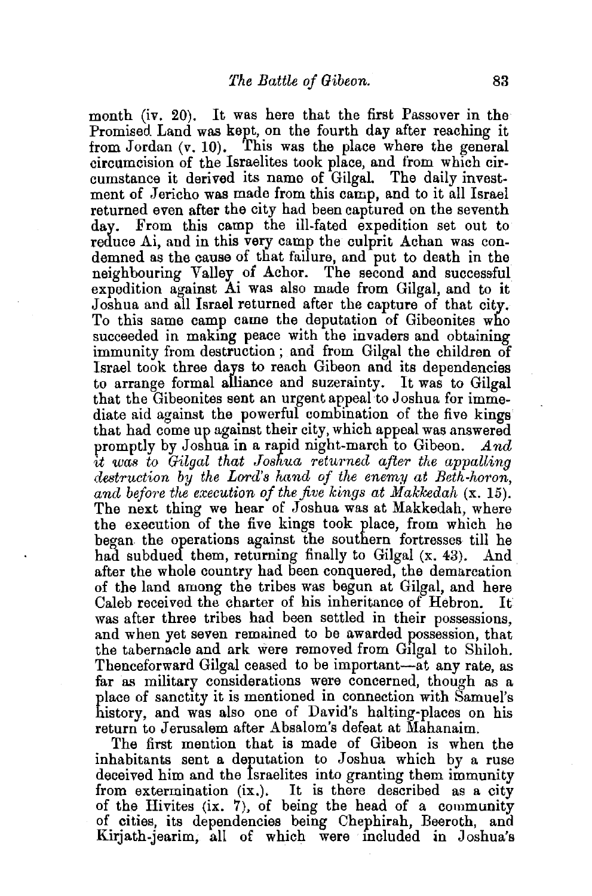month (iv. 20). It was here that the first Passover in the Promised Land was kept, on the fourth day after reaching it from Jordan (v. 10). This was the place where the general circumcision of the Israelites took place, and from which circumstance it derived its name of Gilgal. The daily investment of Jericho was made from this camp, and to it all Israel returned even after the city had been captured on the seventh day. From this camp the ill-fated expedition set out to reduce Ai, and in this very camp the culprit Achan was condemned as the cause of that failure, and put to death in the neighbouring Valley of Achor. The second and successful expedition against Ai was also made from Gilgal, and to it Joshua and all Israel returned after the capture of that city. To this same camp came the deputation of Gibeonites who succeeded in making peace with the invaders and obtaining immunity from destruction; and from Gilgal the children of Israel took three days to reach Gibeon and its dependencies to arrange formal alliance and suzerainty. It was to Gilgal that the Gibeonites sent an urgent appeal to Joshua for immediate aid against the powerful combination of the five kings that had come up against their city, which appeal was answered promptly by Joshua in a rapid night-march to Gibeon. *And it was to Gilgal that Joshua returned after the appalling destruction by the Lord's hand of the enemy at Beth-horon, and before the execution of the five kings at Makkedah* (x. 15). The next thing we hear of Joshua was at Makkedah, where the execution of the five kings took place, from which he began the operations against the southern fortresses till he had subdued them, returning finally to Gilgal (x. 43). And after the whole country had been conquered, the demarcation of the land among the tribes was begun at Gilgal, and here Caleb received the charter of his inheritance of Hebron. It was after three tribes had been settled in their possessions, and when yet seven remained to be awarded possession, that the tabernacle and ark were removed from Gilgal to Shiloh. Thenceforward Gilgal ceased to be important—at any rate, as far as military considerations were concerned, though as a place of sanctity it is mentioned in connection with Samuel's history, and was also one of David's halting-places on his return to Jerusalem after Absalom's defeat at Mahanaim.

The first mention that is made of Gibeon is when the inhabitants sent a deputation to Joshua which by a ruse deceived him and the Israelites into granting them immunity from extermination (ix.). It is there described as a city of the Hivites (ix. 7), of being the head of a community of cities, its dependencies being Chephirah, Beeroth, and Kirjath-jearim, all of which were included in Joshua's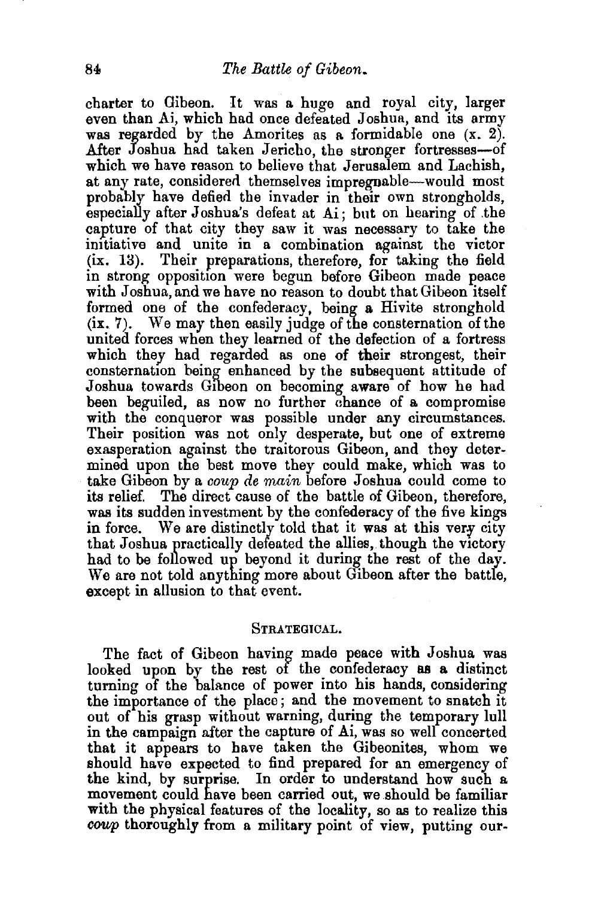charter to Gibeon. It was a huge and royal city, larger even than Ai, which had once defeated Joshua, and its army was regarded by the Amorites as a formidable one (x. 2). After Joshua had taken Jericho, the stronger fortresses—of which we have reason to believe that Jerusalem and Lachish, at any rate, considered themselves impregnable—would most probably have defied the invader in their own strongholds, especially after Joshua's defeat at Ai; but on hearing of the capture of that city they saw it was necessary to take the initiative and unite in a combination against the victor (ix. 13). Their preparations, therefore, for taking the field in strong opposition were begun before Gibeon made peace with Joshua, and we have no reason to doubt that Gibeon itself formed one of the confederacy, being a Hivite stronghold (ix. 7). We may then easily judge of the consternation of the united forces when they learned of the defection of a fortress which they had regarded as one of their strongest, their consternation being enhanced by the subsequent attitude of Joshua towards Gibeon on becoming aware of how he had been beguiled, as now no further chance of a compromise with the conqueror was possible under any circumstances. Their position was not only desperate, but one of extreme exasperation against the traitorous Gibeon, and they determined upon the best move they could make, which was to take Gibeon by a *coup de main* before Joshua could come to its relief. The direct cause of the battle of Gibeon, therefore, was its sudden investment by the confederacy of the five kings in force. We are distinctly told that it was at this very city that Joshua practically defeated the allies, though the victory had to be followed up beyond it during the rest of the day. We are not told anything more about Gibeon after the battle, except in allusion to that event.

## Strategical.

The fact of Gibeon having made peace with Joshua was looked upon by the rest of the confederacy as a distinct turning of the balance of power into his hands, considering the importance of the place; and the movement to snatch it out of his grasp without warning, during the temporary lull in the campaign after the capture of Ai, was so well concerted that it appears to have taken the Gibeonites, whom we should have expected to find prepared for an emergency of the kind, by surprise. In order to understand how such a movement could have been carried out, we should be familiar with the physical features of the locality, so as to realize this *coup* thoroughly from a military point of view, putting our-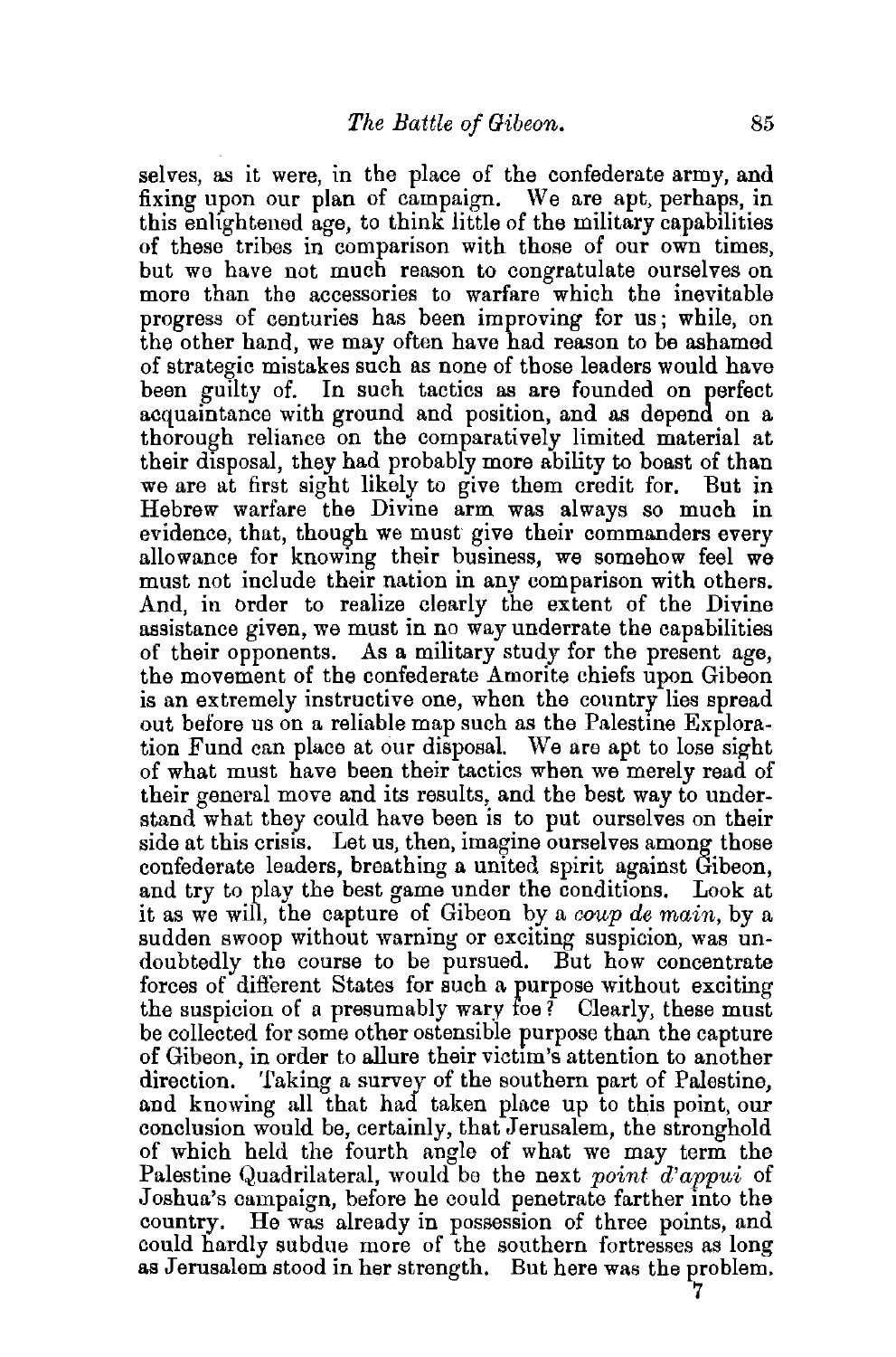selves, as it were, in the place of the confederate army, and fixing upon our plan of campaign. We are apt, perhaps, in this enlightened age, to think little of the military capabilities of these tribes in comparison with those of our own times, but we have not much reason to congratulate ourselves on more than the accessories to warfare which the inevitable progress of centuries has been improving for us; while, on the other hand, we may often have had reason to be ashamed of strategic mistakes such as none of those leaders would have been guilty of. In such tactics as are founded on perfect acquaintance with ground and position, and as depend on a thorough reliance on the comparatively limited material at their disposal, they had probably more ability to boast of than we are at first sight likely to give them credit for. But in Hebrew warfare the Divine arm was always so much in evidence, that, though we must give their commanders every allowance for knowing their business, we somehow feel we must not include their nation in any comparison with others. And, in order to realize clearly the extent of the Divine assistance given, we must in no way underrate the capabilities of their opponents. As a military study for the present age, the movement of the confederate Amorite chiefs upon Gibeon is an extremely instructive one, when the country lies spread out before us on a reliable map such as the Palestine Exploration Fund can place at our disposal. We are apt to lose sight of what must have been their tactics when we merely read of their general move and its results, and the best way to understand what they could have been is to put ourselves on their side at this crisis. Let us, then, imagine ourselves among those confederate leaders, breathing a united spirit against Gibeon, and try to play the best game under the conditions. Look at it as we will, the capture of Gibeon by a *coup de main*, by a sudden swoop without warning or exciting suspicion, was undoubtedly the course to be pursued. But how concentrate forces of different States for such a purpose without exciting the suspicion of a presumably wary foe? Clearly, these must be collected for some other ostensible purpose than the capture of Gibeon, in order to allure their victim's attention to another direction. Taking a survey of the southern part of Palestine, and knowing all that had taken place up to this point, our conclusion would be, certainly, that Jerusalem, the stronghold of which held the fourth angle of what we may term the Palestine Quadrilateral, would be the next *point d'appui* of Joshua's campaign, before he could penetrate farther into the country. He was already in possession of three points, and could hardly subdue more of the southern fortresses as long as Jerusalem stood in her strength. But here was the problem.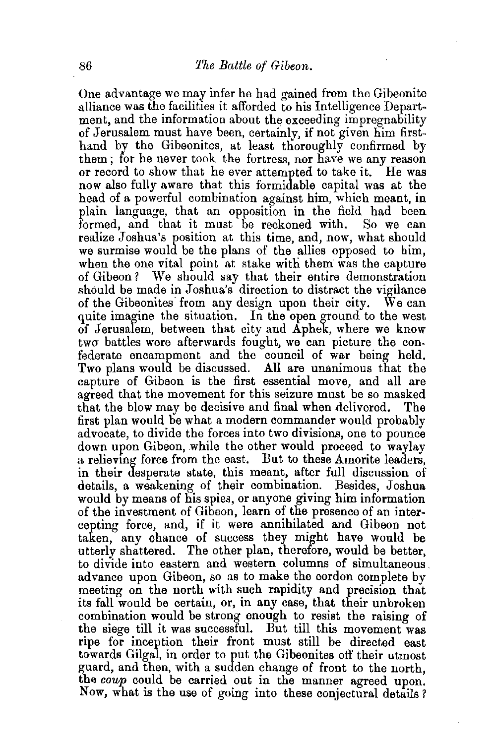One advantage we may infer he had gained from the Gibeonite alliance was the facilities it afforded to his Intelligence Department, and the information about the exceeding impregnability of Jerusalem must have been, certainly, if not given him first-hand by the Gibeonites, at least thoroughly confirmed by them; for he never took the fortress, nor have we any reason or record to show that he ever attempted to take it. He was now also fully aware that this formidable capital was at the head of a powerful combination against him, which meant, in plain language, that an opposition in the field had been formed, and that it must be reckoned with. So we can realize Joshua's position at this time, and, now, what should we surmise would be the plans of the allies opposed to him, when the one vital point at stake with them was the capture of Gibeon? We should say that their entire demonstration should be made in Joshua's direction to distract the vigilance of the Gibeonites from any design upon their city. We can quite imagine the situation. In the open ground to the west of Jerusalem, between that city and Aphek, where we know two battles were afterwards fought, we can picture the confederate encampment and the council of war being held. Two plans would be discussed. All are unanimous that the capture of Gibeon is the first essential move, and all are agreed that the movement for this seizure must be so masked that the blow may be decisive and final when delivered. The first plan would be what a modern commander would probably advocate, to divide the forces into two divisions, one to pounce down upon Gibeon, while the other would proceed to waylay a relieving force from the east. But to these Amorite leaders, in their desperate state, this meant, after full discussion of details, a weakening of their combination. Besides, Joshua would by means of his spies, or anyone giving him information of the investment of Gibeon, learn of the presence of an intercepting force, and, if it were annihilated and Gibeon not taken, any chance of success they might have would be utterly shattered. The other plan, therefore, would be better, to divide into eastern and western columns of simultaneous advance upon Gibeon, so as to make the cordon complete by meeting on the north with such rapidity and precision that its fall would be certain, or, in any case, that their unbroken combination would be strong enough to resist the raising of the siege till it was successful. But till this movement was ripe for inception their front must still be directed east towards Gilgal, in order to put the Gibeonites off their utmost guard, and then, with a sudden change of front to the north, the *coup* could be carried out in the manner agreed upon. Now, what is the use of going into these conjectural details?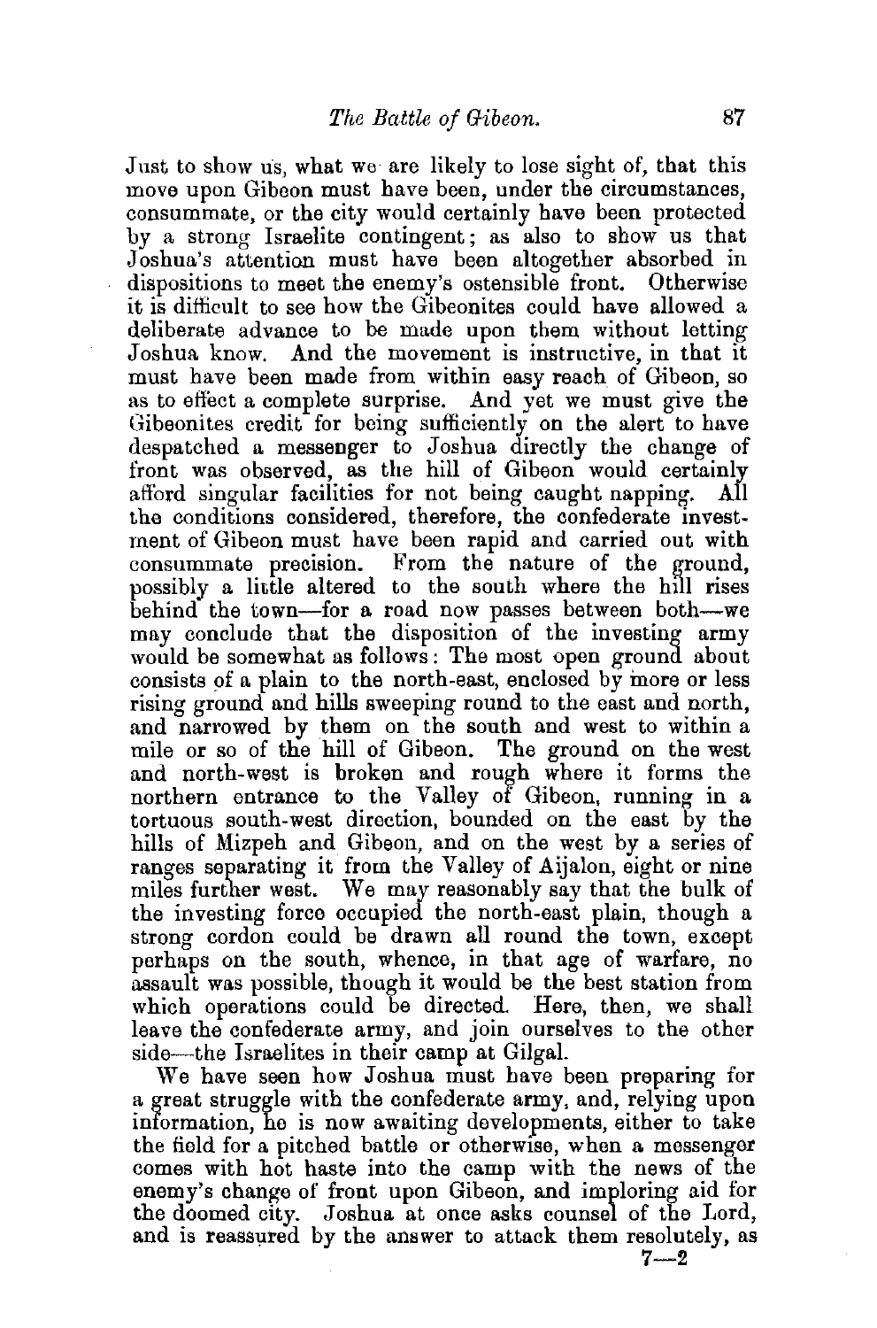Just to show us, what we are likely to lose sight of, that this move upon Gibeon must have been, under the circumstances, consummate, or the city would certainly have been protected by a strong Israelite contingent; as also to show us that Joshua's attention must have been altogether absorbed in dispositions to meet the enemy's ostensible front. Otherwise it is difficult to see how the Gibeonites could have allowed a deliberate advance to be made upon them without letting Joshua know. And the movement is instructive, in that it must have been made from within easy reach of Gibeon, so as to effect a complete surprise. And yet we must give the Gibeonites credit for being sufficiently on the alert to have despatched a messenger to Joshua directly the change of front was observed, as the hill of Gibeon would certainly afford singular facilities for not being caught napping. All the conditions considered, therefore, the confederate investment of Gibeon must have been rapid and carried out with consummate precision. From the nature of the ground, possibly a little altered to the south where the hill rises behind the town—for a road now passes between both—we may conclude that the disposition of the investing army would be somewhat as follows: The most open ground about consists of a plain to the north-east, enclosed by more or less rising ground and hills sweeping round to the east and north, and narrowed by them on the south and west to within a mile or so of the hill of Gibeon. The ground on the west and north-west is broken and rough where it forms the northern entrance to the Valley of Gibeon, running in a tortuous south-west direction, bounded on the east by the hills of Mizpeh and Gibeon, and on the west by a series of ranges separating it from the Valley of Aijalon, eight or nine miles further west. We may reasonably say that the bulk of the investing force occupied the north-east plain, though a strong cordon could be drawn all round the town, except perhaps on the south, whence, in that age of warfare, no assault was possible, though it would be the best station from which operations could be directed. Here, then, we shall leave the confederate army, and join ourselves to the other side—the Israelites in their camp at Gilgal.

We have seen how Joshua must have been preparing for a great struggle with the confederate army, and, relying upon information, he is now awaiting developments, either to take the field for a pitched battle or otherwise, when a messenger comes with hot haste into the camp with the news of the enemy's change of front upon Gibeon, and imploring aid for the doomed city. Joshua at once asks counsel of the Lord, and is reassured by the answer to attack them resolutely, as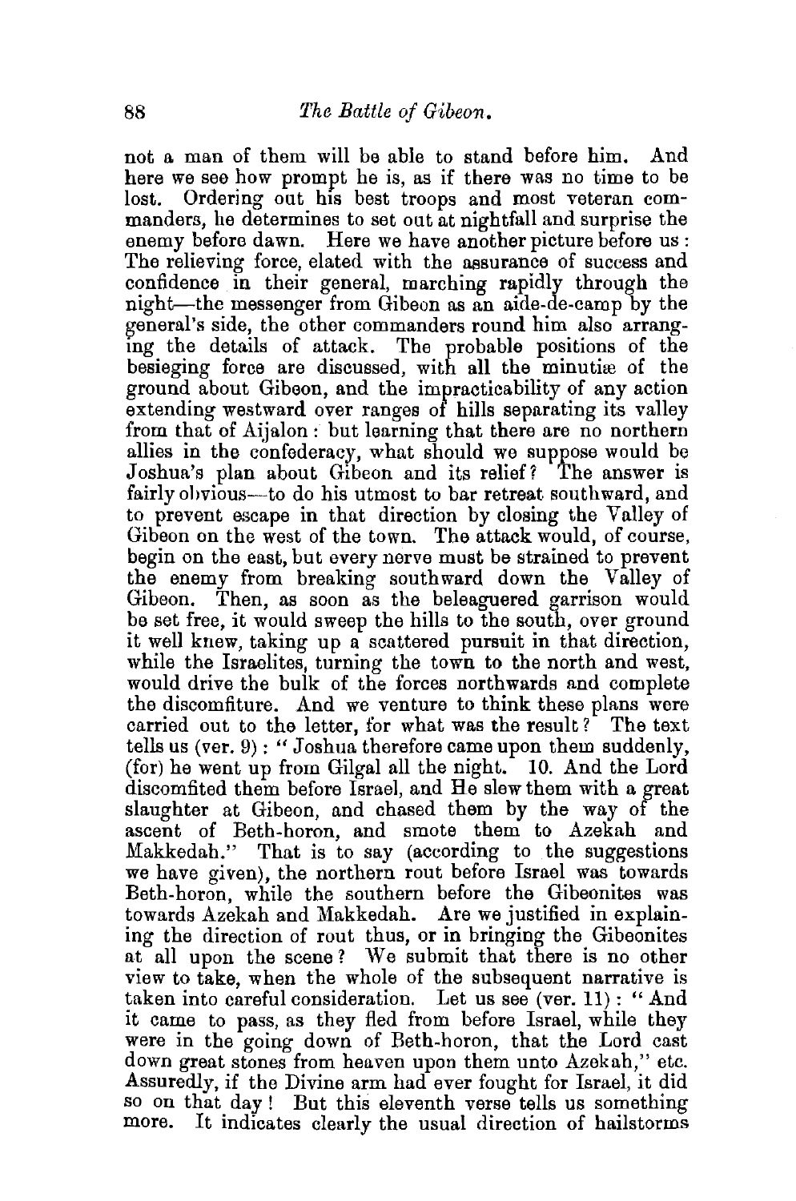not a man of them will be able to stand before him. And here we see how prompt he is, as if there was no time to be lost. Ordering out his best troops and most veteran commanders, he determines to set out at nightfall and surprise the enemy before dawn. Here we have another picture before us: The relieving force, elated with the assurance of success and confidence in their general, marching rapidly through the night—the messenger from Gibeon as an aide-de-camp by the general's side, the other commanders round him also arranging the details of attack. The probable positions of the besieging force are discussed, with all the minutiæ of the ground about Gibeon, and the impracticability of any action extending westward over ranges of hills separating its valley from that of Aijalon: but learning that there are no northern allies in the confederacy, what should we suppose would be Joshua's plan about Gibeon and its relief? The answer is fairly obvious—to do his utmost to bar retreat southward, and to prevent escape in that direction by closing the Valley of Gibeon on the west of the town. The attack would, of course, begin on the east, but every nerve must be strained to prevent the enemy from breaking southward down the Valley of Gibeon. Then, as soon as the beleaguered garrison would be set free, it would sweep the hills to the south, over ground it well knew, taking up a scattered pursuit in that direction, while the Israelites, turning the town to the north and west, would drive the bulk of the forces northwards and complete the discomfiture. And we venture to think these plans were carried out to the letter, for what was the result? The text tells us (ver. 9): "Joshua therefore came upon them suddenly, (for) he went up from Gilgal all the night. 10. And the Lord discomfited them before Israel, and He slew them with a great slaughter at Gibeon, and chased them by the way of the ascent of Beth-horon, and smote them to Azekah and Makkedah." That is to say (according to the suggestions we have given), the northern rout before Israel was towards Beth-horon, while the southern before the Gibeonites was towards Azekah and Makkedah. Are we justified in explaining the direction of rout thus, or in bringing the Gibeonites at all upon the scene? We submit that there is no other view to take, when the whole of the subsequent narrative is taken into careful consideration. Let us see (ver. 11): "And it came to pass, as they fled from before Israel, while they were in the going down of Beth-horon, that the Lord cast down great stones from heaven upon them unto Azekah," etc. Assuredly, if the Divine arm had ever fought for Israel, it did so on that day! But this eleventh verse tells us something more. It indicates clearly the usual direction of hailstorms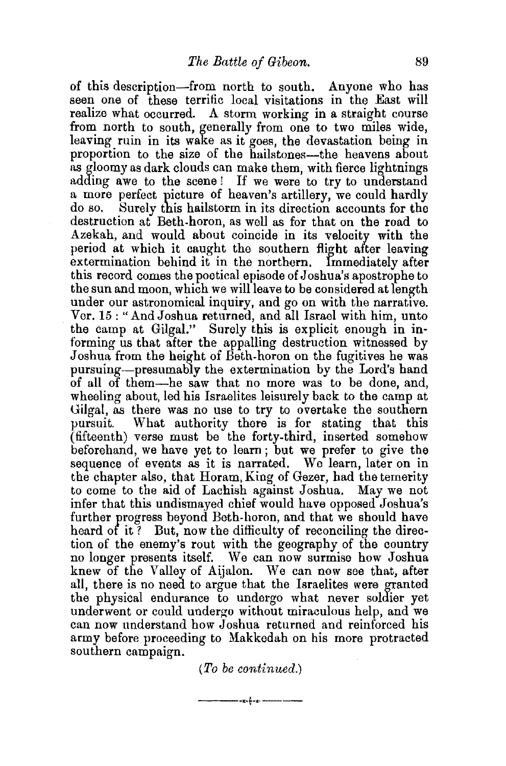of this description—from north to south. Anyone who has seen one of these terrific local visitations in the East will realize what occurred. A storm working in a straight course from north to south, generally from one to two miles wide, leaving ruin in its wake as it goes, the devastation being in proportion to the size of the hailstones—the heavens about as gloomy as dark clouds can make them, with fierce lightnings adding awe to the scene! If we were to try to understand a more perfect picture of heaven's artillery, we could hardly do so. Surely this hailstorm in its direction accounts for the destruction at Beth-horon, as well as for that on the road to Azekah, and would about coincide in its velocity with the period at which it caught the southern flight after leaving extermination behind it in the northern. Immediately after this record comes the poetical episode of Joshua's apostrophe to the sun and moon, which we will leave to be considered at length under our astronomical inquiry, and go on with the narrative. Ver. 15: "And Joshua returned, and all Israel with him, unto the camp at Gilgal." Surely this is explicit enough in informing us that after the appalling destruction witnessed by Joshua from the height of Beth-horon on the fugitives he was pursuing—presumably the extermination by the Lord's hand of all of them—he saw that no more was to be done, and, wheeling about, led his Israelites leisurely back to the camp at Gilgal, as there was no use to try to overtake the southern pursuit. What authority there is for stating that this (fifteenth) verse must be the forty-third, inserted somehow beforehand, we have yet to learn; but we prefer to give the sequence of events as it is narrated. We learn, later on in the chapter also, that Horam, King of Gezer, had the temerity to come to the aid of Lachish against Joshua. May we not infer that this undismayed chief would have opposed Joshua's further progress beyond Beth-horon, and that we should have heard of it? But, now the difficulty of reconciling the direction of the enemy's rout with the geography of the country no longer presents itself. We can now surmise how Joshua knew of the Valley of Aijalon. We can now see that, after all, there is no need to argue that the Israelites were granted the physical endurance to undergo what never soldier yet underwent or could undergo without miraculous help, and we can now understand how Joshua returned and reinforced his army before proceeding to Makkedah on his more protracted southern campaign.

*(To be continued.)*